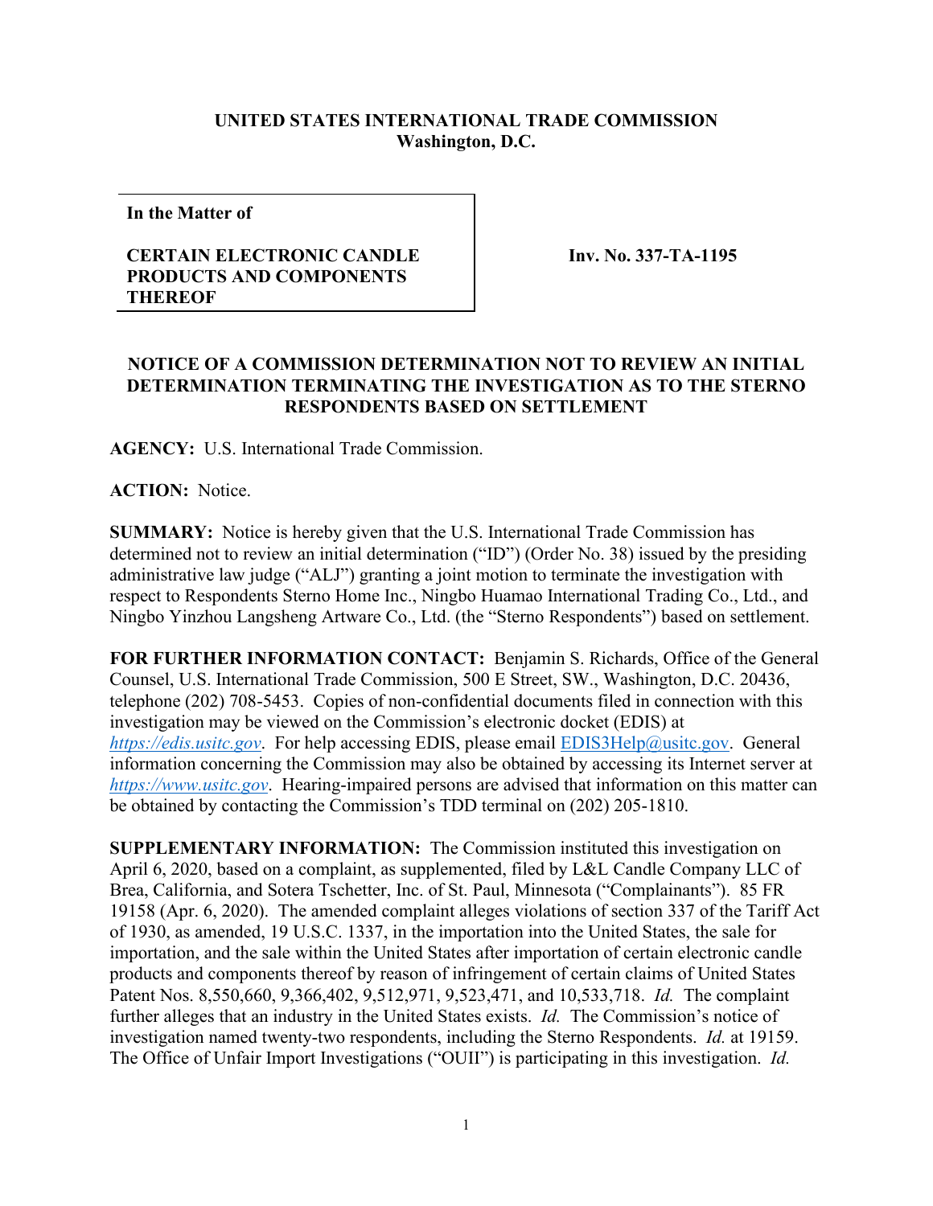**UNITED STATES INTERNATIONAL TRADE COMMISSION**
**Washington, D.C.**

| **In the Matter of**<br><br>**CERTAIN ELECTRONIC CANDLE PRODUCTS AND COMPONENTS THEREOF** | **Inv. No. 337-TA-1195** |
|---|---|

**NOTICE OF A COMMISSION DETERMINATION NOT TO REVIEW AN INITIAL DETERMINATION TERMINATING THE INVESTIGATION AS TO THE STERNO RESPONDENTS BASED ON SETTLEMENT**

**AGENCY:** U.S. International Trade Commission.

**ACTION:** Notice.

**SUMMARY:** Notice is hereby given that the U.S. International Trade Commission has determined not to review an initial determination ("ID") (Order No. 38) issued by the presiding administrative law judge ("ALJ") granting a joint motion to terminate the investigation with respect to Respondents Sterno Home Inc., Ningbo Huamao International Trading Co., Ltd., and Ningbo Yinzhou Langsheng Artware Co., Ltd. (the "Sterno Respondents") based on settlement.

**FOR FURTHER INFORMATION CONTACT:** Benjamin S. Richards, Office of the General Counsel, U.S. International Trade Commission, 500 E Street, SW., Washington, D.C. 20436, telephone (202) 708-5453. Copies of non-confidential documents filed in connection with this investigation may be viewed on the Commission's electronic docket (EDIS) at *https://edis.usitc.gov*. For help accessing EDIS, please email EDIS3Help@usitc.gov. General information concerning the Commission may also be obtained by accessing its Internet server at *https://www.usitc.gov*. Hearing-impaired persons are advised that information on this matter can be obtained by contacting the Commission's TDD terminal on (202) 205-1810.

**SUPPLEMENTARY INFORMATION:** The Commission instituted this investigation on April 6, 2020, based on a complaint, as supplemented, filed by L&L Candle Company LLC of Brea, California, and Sotera Tschetter, Inc. of St. Paul, Minnesota ("Complainants"). 85 FR 19158 (Apr. 6, 2020). The amended complaint alleges violations of section 337 of the Tariff Act of 1930, as amended, 19 U.S.C. 1337, in the importation into the United States, the sale for importation, and the sale within the United States after importation of certain electronic candle products and components thereof by reason of infringement of certain claims of United States Patent Nos. 8,550,660, 9,366,402, 9,512,971, 9,523,471, and 10,533,718. *Id.* The complaint further alleges that an industry in the United States exists. *Id.* The Commission's notice of investigation named twenty-two respondents, including the Sterno Respondents. *Id.* at 19159. The Office of Unfair Import Investigations ("OUII") is participating in this investigation. *Id.*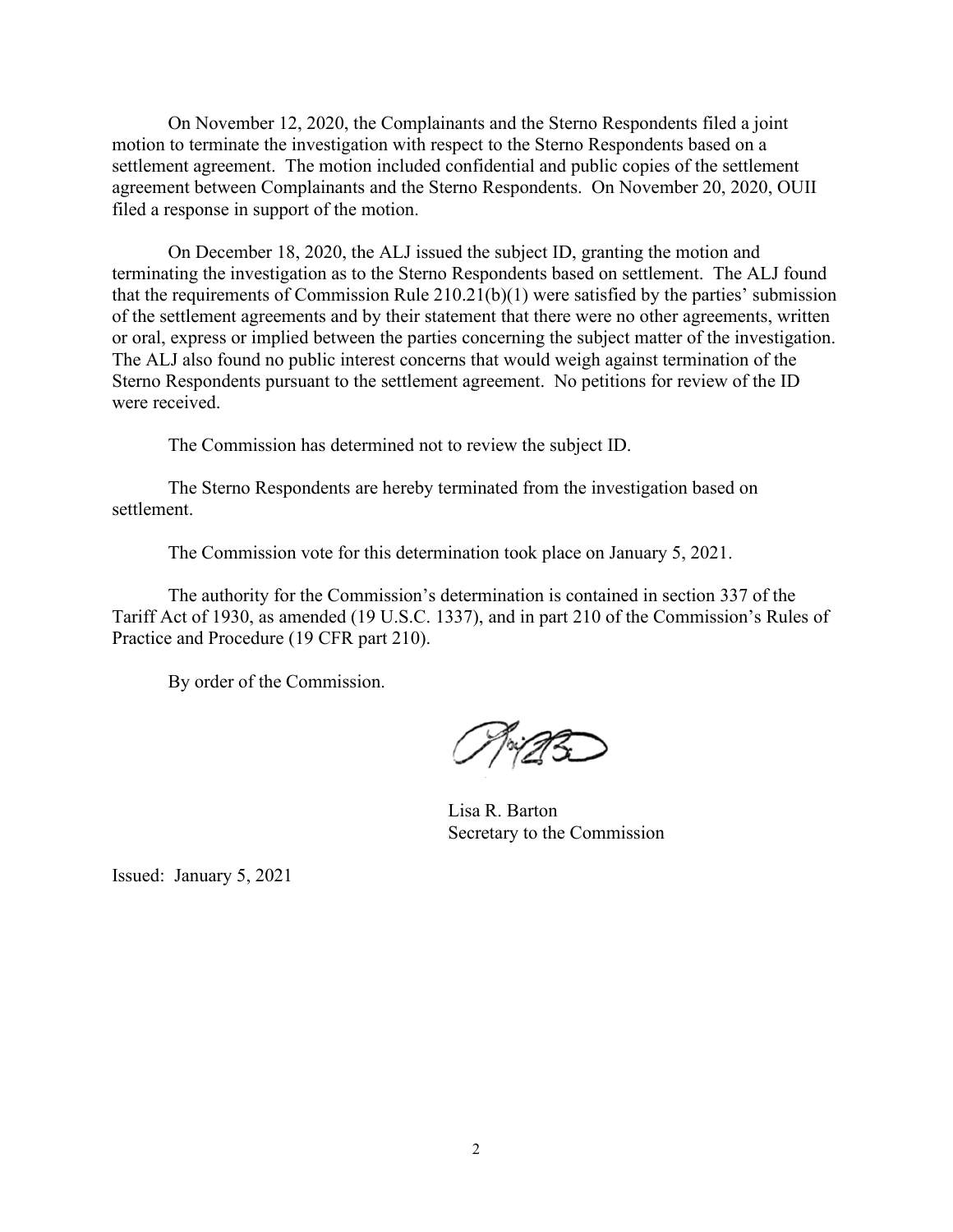On November 12, 2020, the Complainants and the Sterno Respondents filed a joint motion to terminate the investigation with respect to the Sterno Respondents based on a settlement agreement. The motion included confidential and public copies of the settlement agreement between Complainants and the Sterno Respondents. On November 20, 2020, OUII filed a response in support of the motion.

On December 18, 2020, the ALJ issued the subject ID, granting the motion and terminating the investigation as to the Sterno Respondents based on settlement. The ALJ found that the requirements of Commission Rule 210.21(b)(1) were satisfied by the parties' submission of the settlement agreements and by their statement that there were no other agreements, written or oral, express or implied between the parties concerning the subject matter of the investigation. The ALJ also found no public interest concerns that would weigh against termination of the Sterno Respondents pursuant to the settlement agreement. No petitions for review of the ID were received.

The Commission has determined not to review the subject ID.

The Sterno Respondents are hereby terminated from the investigation based on settlement.

The Commission vote for this determination took place on January 5, 2021.

The authority for the Commission's determination is contained in section 337 of the Tariff Act of 1930, as amended (19 U.S.C. 1337), and in part 210 of the Commission's Rules of Practice and Procedure (19 CFR part 210).

By order of the Commission.

Lisa R. Barton
Secretary to the Commission

Issued: January 5, 2021